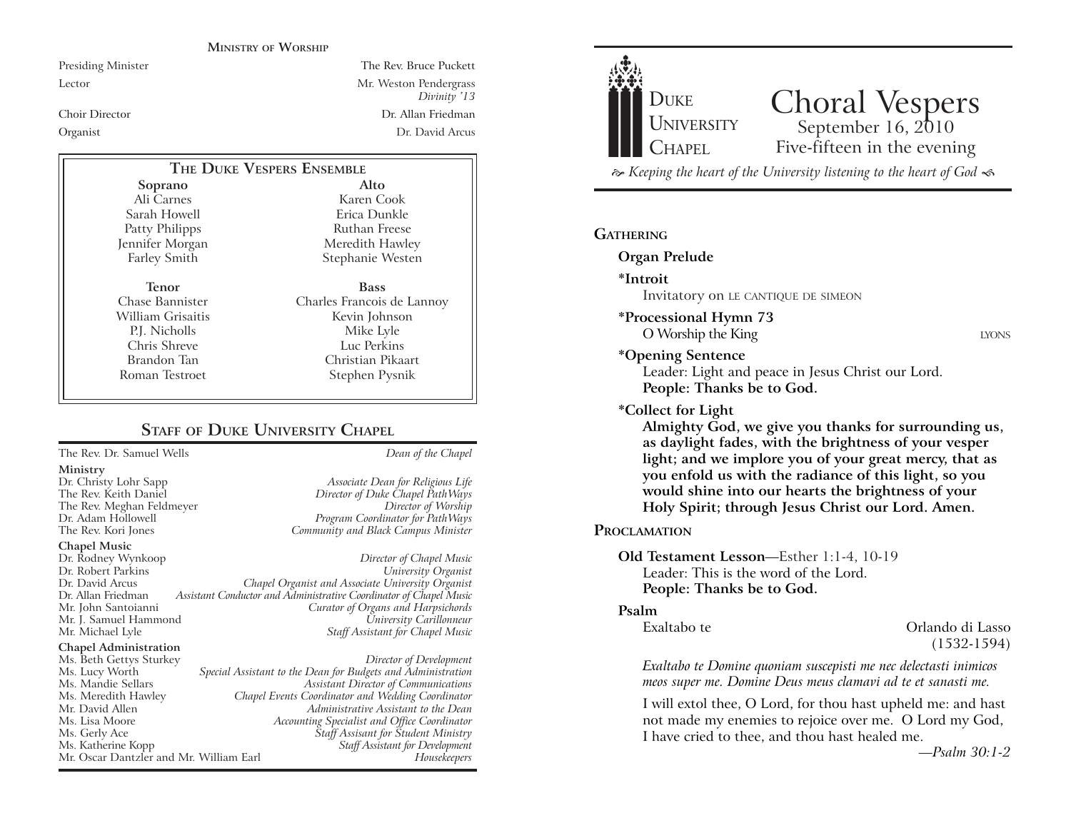## Ministry of Worship

| | |
|---|---|
| Presiding Minister | The Rev. Bruce Puckett |
| Lector | Mr. Weston Pendergrass *Divinity '13* |
| Choir Director | Dr. Allan Friedman |
| Organist | Dr. David Arcus |

## The Duke Vespers Ensemble

| Soprano | Alto |
|---|---|
| Ali Carnes | Karen Cook |
| Sarah Howell | Erica Dunkle |
| Patty Philipps | Ruthan Freese |
| Jennifer Morgan | Meredith Hawley |
| Farley Smith | Stephanie Westen |

| Tenor | Bass |
|---|---|
| Chase Bannister | Charles Francois de Lannoy |
| William Grisaitis | Kevin Johnson |
| P.J. Nicholls | Mike Lyle |
| Chris Shreve | Luc Perkins |
| Brandon Tan | Christian Pikaart |
| Roman Testroet | Stephen Pysnik |

## Staff of Duke University Chapel

The Rev. Dr. Samuel Wells — *Dean of the Chapel*

**Ministry**

| | |
|---|---|
| Dr. Christy Lohr Sapp | *Associate Dean for Religious Life* |
| The Rev. Keith Daniel | *Director of Duke Chapel PathWays* |
| The Rev. Meghan Feldmeyer | *Director of Worship* |
| Dr. Adam Hollowell | *Program Coordinator for PathWays* |
| The Rev. Kori Jones | *Community and Black Campus Minister* |

**Chapel Music**

| | |
|---|---|
| Dr. Rodney Wynkoop | *Director of Chapel Music* |
| Dr. Robert Parkins | *University Organist* |
| Dr. David Arcus | *Chapel Organist and Associate University Organist* |
| Dr. Allan Friedman | *Assistant Conductor and Administrative Coordinator of Chapel Music* |
| Mr. John Santoianni | *Curator of Organs and Harpsichords* |
| Mr. J. Samuel Hammond | *University Carillonneur* |
| Mr. Michael Lyle | *Staff Assistant for Chapel Music* |

**Chapel Administration**

| | |
|---|---|
| Ms. Beth Gettys Sturkey | *Director of Development* |
| Ms. Lucy Worth | *Special Assistant to the Dean for Budgets and Administration* |
| Ms. Mandie Sellars | *Assistant Director of Communications* |
| Ms. Meredith Hawley | *Chapel Events Coordinator and Wedding Coordinator* |
| Mr. David Allen | *Administrative Assistant to the Dean* |
| Ms. Lisa Moore | *Accounting Specialist and Office Coordinator* |
| Ms. Gerly Ace | *Staff Assisant for Student Ministry* |
| Ms. Katherine Kopp | *Staff Assistant for Development* |
| Mr. Oscar Dantzler and Mr. William Earl | *Housekeepers* |

---

Duke University Chapel

# Choral Vespers

September 16, 2010
Five-fifteen in the evening

*Keeping the heart of the University listening to the heart of God*

## Gathering

**Organ Prelude**

**\*Introit**
Invitatory on LE CANTIQUE DE SIMEON

**\*Processional Hymn 73**
O Worship the King — LYONS

**\*Opening Sentence**
Leader: Light and peace in Jesus Christ our Lord.
**People: Thanks be to God.**

**\*Collect for Light**
**Almighty God, we give you thanks for surrounding us, as daylight fades, with the brightness of your vesper light; and we implore you of your great mercy, that as you enfold us with the radiance of this light, so you would shine into our hearts the brightness of your Holy Spirit; through Jesus Christ our Lord. Amen.**

## Proclamation

**Old Testament Lesson**—Esther 1:1-4, 10-19
Leader: This is the word of the Lord.
**People: Thanks be to God.**

**Psalm**
Exaltabo te — Orlando di Lasso (1532-1594)

*Exaltabo te Domine quoniam suscepisti me nec delectasti inimicos meos super me. Domine Deus meus clamavi ad te et sanasti me.*

I will extol thee, O Lord, for thou hast upheld me: and hast not made my enemies to rejoice over me. O Lord my God, I have cried to thee, and thou hast healed me.

*—Psalm 30:1-2*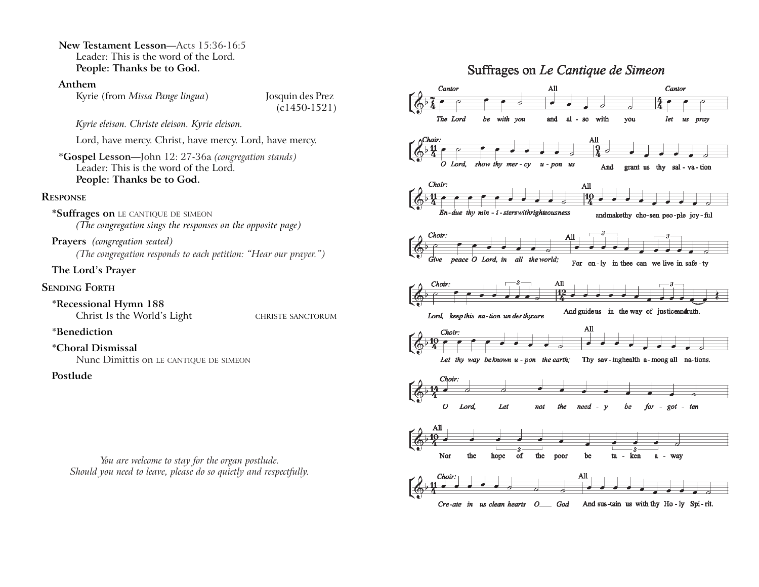**New Testament Lesson**—Acts 15:36-16:5
Leader: This is the word of the Lord.
**People: Thanks be to God.**

**Anthem**
Kyrie (from *Missa Pange lingua*) Josquin des Prez (c1450-1521)

*Kyrie eleison. Christe eleison. Kyrie eleison.*

Lord, have mercy. Christ, have mercy. Lord, have mercy.

***Gospel Lesson**—John 12: 27-36a *(congregation stands)*
Leader: This is the word of the Lord.
**People: Thanks be to God.**

## Response

***Suffrages on** LE CANTIQUE DE SIMEON
*(The congregation sings the responses on the opposite page)*

**Prayers** *(congregation seated)*
*(The congregation responds to each petition: "Hear our prayer.")*

**The Lord's Prayer**

## Sending Forth

***Recessional Hymn 188**
Christ Is the World's Light CHRISTE SANCTORUM

***Benediction**

***Choral Dismissal**
Nunc Dimittis on LE CANTIQUE DE SIMEON

**Postlude**

*You are welcome to stay for the organ postlude.*
*Should you need to leave, please do so quietly and respectfully.*

## Suffrages on *Le Cantique de Simeon*

Cantor: The Lord be with you
All: and also with you
Cantor: let us pray

Choir: O Lord, show thy mercy upon us
All: And grant us thy salvation

Choir: Endue thy ministers with righteousness
All: and make thy chosen people joyful

Choir: Give peace O Lord, in all the world;
All: For only in thee can we live in safety

Choir: Lord, keep this nation under thy care
All: And guide us in the way of justice and truth.

Choir: Let thy way be known upon the earth;
All: Thy saving health among all nations.

Choir: O Lord, Let not the needy be forgotten
All: Nor the hope of the poor be taken away

Choir: Create in us clean hearts O God
All: And sustain us with thy Holy Spirit.